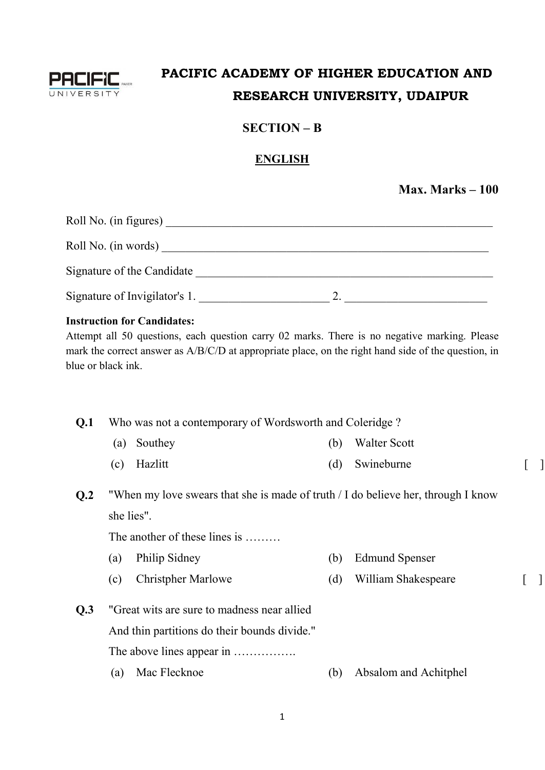# PACIFIC ACADEMY OF HIGHER EDUCATION AND RESEARCH UNIVERSITY, UDAIPUR

## SECTION – B

## ENGLISH

**Max. Marks – 100**

Roll No. (in figures) ____________________________________________________________

Roll No. (in words) ____________________________________________________________

Signature of the Candidate ______________________________________________________

Signature of Invigilator's 1. ______________________ 2. ________________________

**Instruction for Candidates:**

Attempt all 50 questions, each question carry 02 marks. There is no negative marking. Please mark the correct answer as A/B/C/D at appropriate place, on the right hand side of the question, in blue or black ink.

**Q.1** Who was not a contemporary of Wordsworth and Coleridge ?

(a) Southey
(b) Walter Scott
(c) Hazlitt
(d) Swineburne [ ]

**Q.2** "When my love swears that she is made of truth / I do believe her, through I know she lies".

The another of these lines is ………

(a) Philip Sidney
(b) Edmund Spenser
(c) Christpher Marlowe
(d) William Shakespeare [ ]

**Q.3** "Great wits are sure to madness near allied
And thin partitions do their bounds divide."

The above lines appear in …………….

(a) Mac Flecknoe
(b) Absalom and Achitphel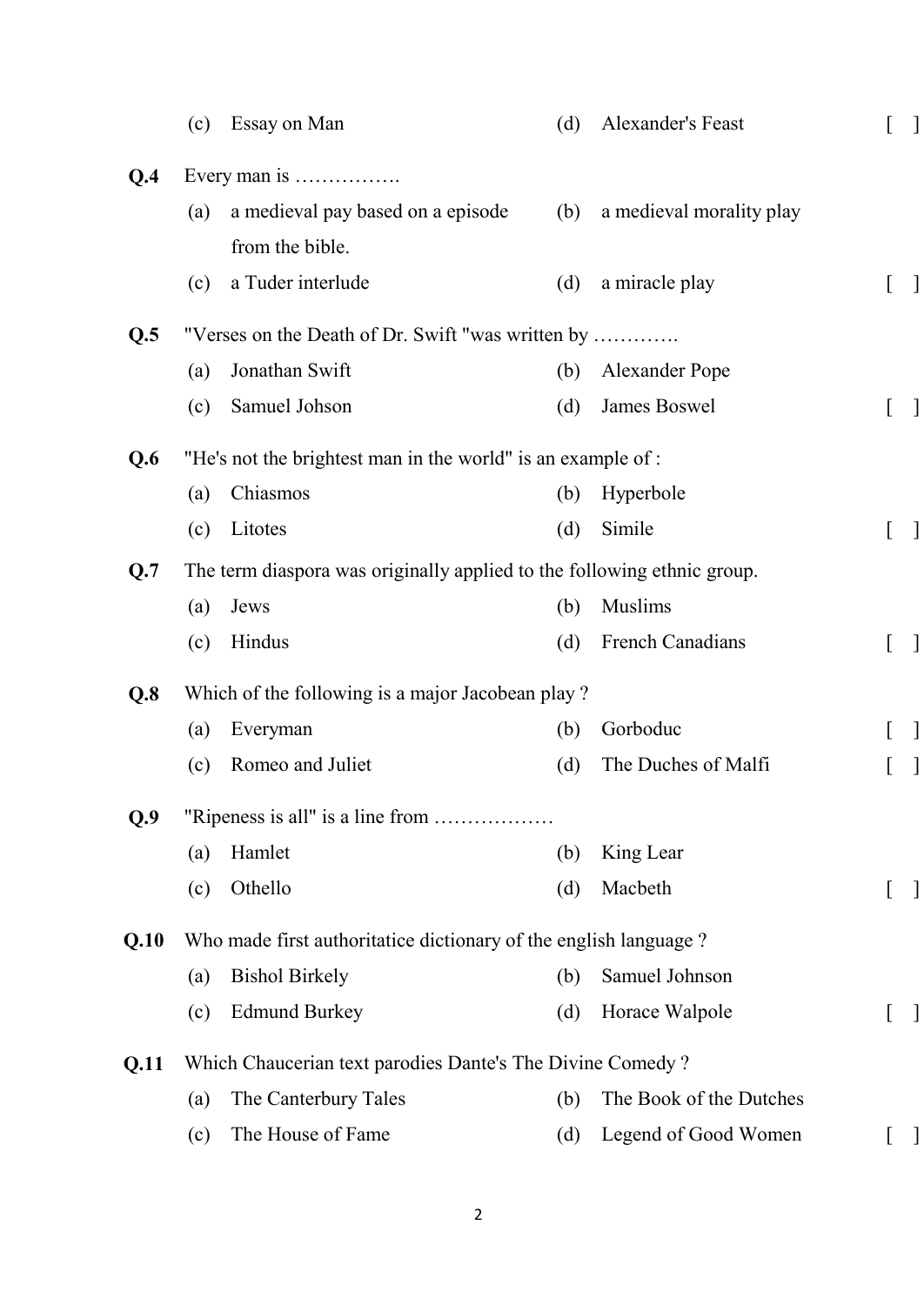(c) Essay on Man (d) Alexander's Feast [ ]

**Q.4** Every man is …………….

(a) a medieval pay based on a episode from the bible. (b) a medieval morality play

(c) a Tuder interlude (d) a miracle play [ ]

**Q.5** "Verses on the Death of Dr. Swift "was written by ………….

(a) Jonathan Swift (b) Alexander Pope

(c) Samuel Johson (d) James Boswel [ ]

**Q.6** "He's not the brightest man in the world" is an example of :

(a) Chiasmos (b) Hyperbole

(c) Litotes (d) Simile [ ]

**Q.7** The term diaspora was originally applied to the following ethnic group.

(a) Jews (b) Muslims

(c) Hindus (d) French Canadians [ ]

**Q.8** Which of the following is a major Jacobean play ?

(a) Everyman (b) Gorboduc [ ]

(c) Romeo and Juliet (d) The Duches of Malfi [ ]

**Q.9** "Ripeness is all" is a line from ………………

(a) Hamlet (b) King Lear

(c) Othello (d) Macbeth [ ]

**Q.10** Who made first authoritatice dictionary of the english language ?

(a) Bishol Birkely (b) Samuel Johnson

(c) Edmund Burkey (d) Horace Walpole [ ]

**Q.11** Which Chaucerian text parodies Dante's The Divine Comedy ?

(a) The Canterbury Tales (b) The Book of the Dutches

(c) The House of Fame (d) Legend of Good Women [ ]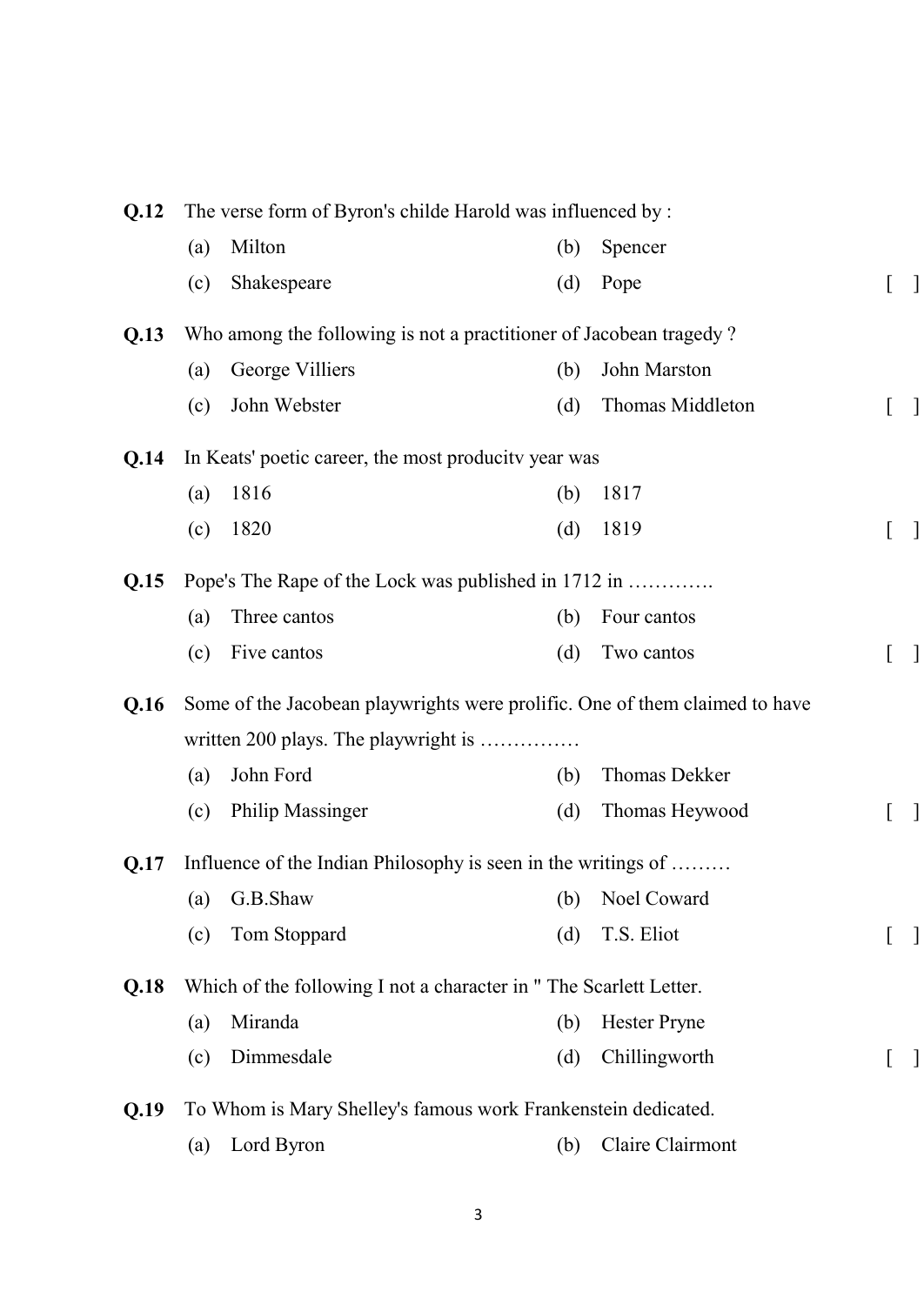**Q.12** The verse form of Byron's childe Harold was influenced by :

(a) Milton (b) Spencer

(c) Shakespeare (d) Pope [ ]

**Q.13** Who among the following is not a practitioner of Jacobean tragedy ?

(a) George Villiers (b) John Marston

(c) John Webster (d) Thomas Middleton [ ]

**Q.14** In Keats' poetic career, the most producitv year was

(a) 1816 (b) 1817

(c) 1820 (d) 1819 [ ]

**Q.15** Pope's The Rape of the Lock was published in 1712 in ………….

(a) Three cantos (b) Four cantos

(c) Five cantos (d) Two cantos [ ]

**Q.16** Some of the Jacobean playwrights were prolific. One of them claimed to have written 200 plays. The playwright is ……………

(a) John Ford (b) Thomas Dekker

(c) Philip Massinger (d) Thomas Heywood [ ]

**Q.17** Influence of the Indian Philosophy is seen in the writings of ………

(a) G.B.Shaw (b) Noel Coward

(c) Tom Stoppard (d) T.S. Eliot [ ]

**Q.18** Which of the following I not a character in " The Scarlett Letter.

(a) Miranda (b) Hester Pryne

(c) Dimmesdale (d) Chillingworth [ ]

**Q.19** To Whom is Mary Shelley's famous work Frankenstein dedicated.

(a) Lord Byron (b) Claire Clairmont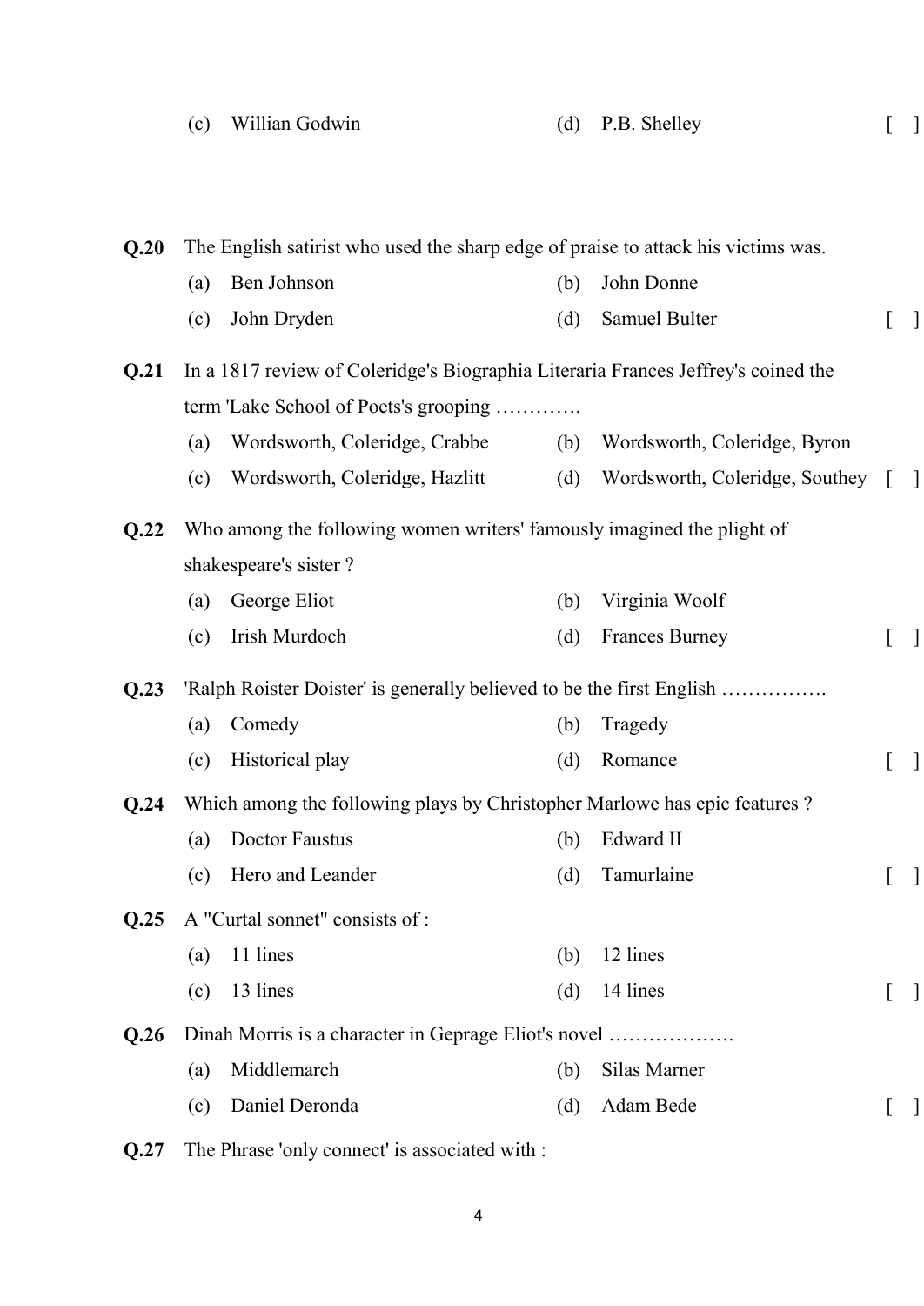(c) Willian Godwin (d) P.B. Shelley [ ]

**Q.20** The English satirist who used the sharp edge of praise to attack his victims was.

(a) Ben Johnson (b) John Donne

(c) John Dryden (d) Samuel Bulter [ ]

**Q.21** In a 1817 review of Coleridge's Biographia Literaria Frances Jeffrey's coined the term 'Lake School of Poets's grooping ………….

(a) Wordsworth, Coleridge, Crabbe (b) Wordsworth, Coleridge, Byron

(c) Wordsworth, Coleridge, Hazlitt (d) Wordsworth, Coleridge, Southey [ ]

**Q.22** Who among the following women writers' famously imagined the plight of shakespeare's sister ?

(a) George Eliot (b) Virginia Woolf

(c) Irish Murdoch (d) Frances Burney [ ]

**Q.23** 'Ralph Roister Doister' is generally believed to be the first English …………….

(a) Comedy (b) Tragedy

(c) Historical play (d) Romance [ ]

**Q.24** Which among the following plays by Christopher Marlowe has epic features ?

(a) Doctor Faustus (b) Edward II

(c) Hero and Leander (d) Tamurlaine [ ]

**Q.25** A "Curtal sonnet" consists of :

(a) 11 lines (b) 12 lines

(c) 13 lines (d) 14 lines [ ]

**Q.26** Dinah Morris is a character in Geprage Eliot's novel ……………….

(a) Middlemarch (b) Silas Marner

(c) Daniel Deronda (d) Adam Bede [ ]

**Q.27** The Phrase 'only connect' is associated with :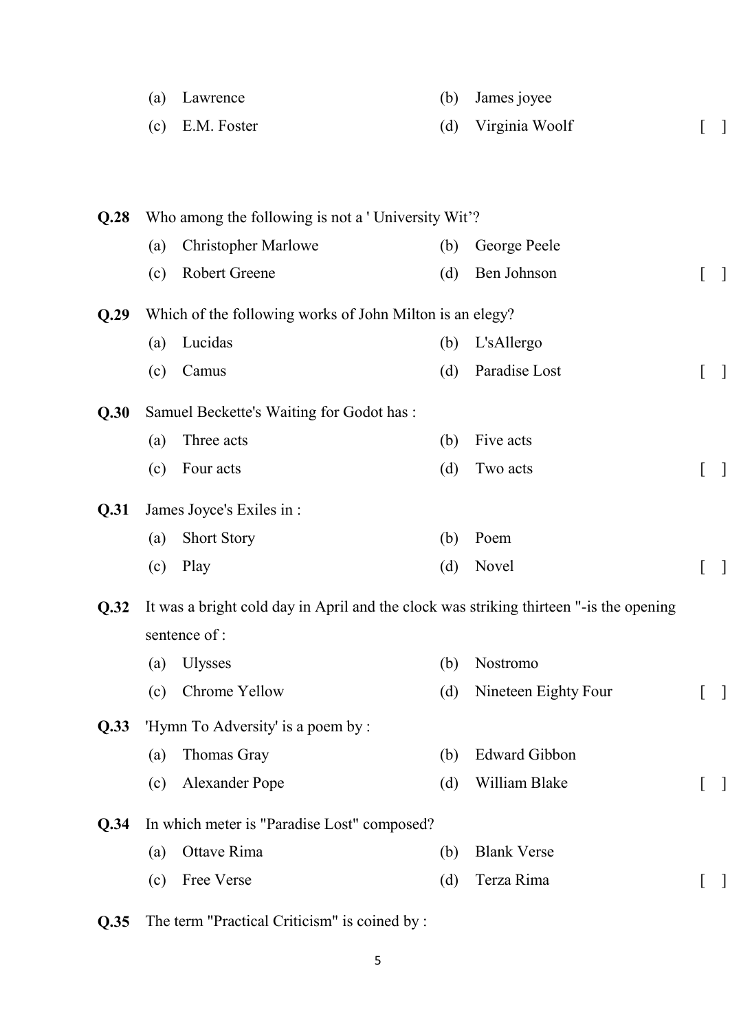(a) Lawrence (b) James joyee
(c) E.M. Foster (d) Virginia Woolf [ ]

**Q.28** Who among the following is not a ' University Wit'?

(a) Christopher Marlowe (b) George Peele
(c) Robert Greene (d) Ben Johnson [ ]

**Q.29** Which of the following works of John Milton is an elegy?

(a) Lucidas (b) L'sAllergo
(c) Camus (d) Paradise Lost [ ]

**Q.30** Samuel Beckette's Waiting for Godot has :

(a) Three acts (b) Five acts
(c) Four acts (d) Two acts [ ]

**Q.31** James Joyce's Exiles in :

(a) Short Story (b) Poem
(c) Play (d) Novel [ ]

**Q.32** It was a bright cold day in April and the clock was striking thirteen "-is the opening sentence of :

(a) Ulysses (b) Nostromo
(c) Chrome Yellow (d) Nineteen Eighty Four [ ]

**Q.33** 'Hymn To Adversity' is a poem by :

(a) Thomas Gray (b) Edward Gibbon
(c) Alexander Pope (d) William Blake [ ]

**Q.34** In which meter is "Paradise Lost" composed?

(a) Ottave Rima (b) Blank Verse
(c) Free Verse (d) Terza Rima [ ]

**Q.35** The term "Practical Criticism" is coined by :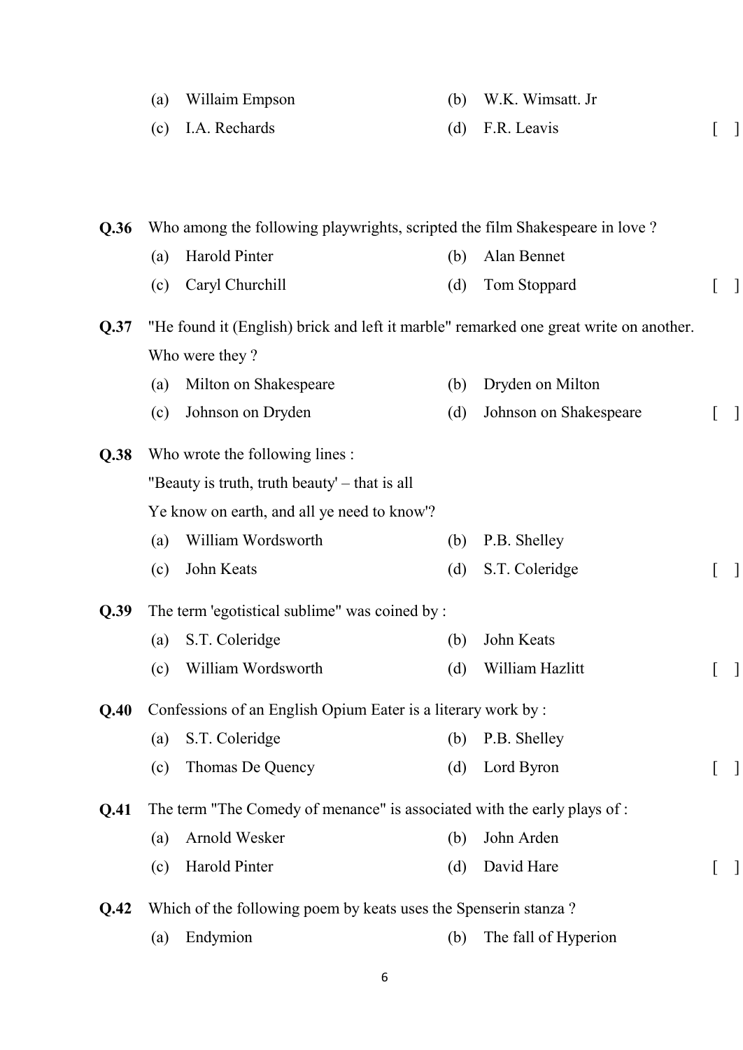(a) Willaim Empson (b) W.K. Wimsatt. Jr

(c) I.A. Rechards (d) F.R. Leavis [ ]

**Q.36** Who among the following playwrights, scripted the film Shakespeare in love ?

(a) Harold Pinter (b) Alan Bennet

(c) Caryl Churchill (d) Tom Stoppard [ ]

**Q.37** "He found it (English) brick and left it marble" remarked one great write on another. Who were they ?

(a) Milton on Shakespeare (b) Dryden on Milton

(c) Johnson on Dryden (d) Johnson on Shakespeare [ ]

**Q.38** Who wrote the following lines :

"Beauty is truth, truth beauty' – that is all
Ye know on earth, and all ye need to know'?

(a) William Wordsworth (b) P.B. Shelley

(c) John Keats (d) S.T. Coleridge [ ]

**Q.39** The term 'egotistical sublime" was coined by :

(a) S.T. Coleridge (b) John Keats

(c) William Wordsworth (d) William Hazlitt [ ]

**Q.40** Confessions of an English Opium Eater is a literary work by :

(a) S.T. Coleridge (b) P.B. Shelley

(c) Thomas De Quency (d) Lord Byron [ ]

**Q.41** The term "The Comedy of menance" is associated with the early plays of :

(a) Arnold Wesker (b) John Arden

(c) Harold Pinter (d) David Hare [ ]

**Q.42** Which of the following poem by keats uses the Spenserin stanza ?

(a) Endymion (b) The fall of Hyperion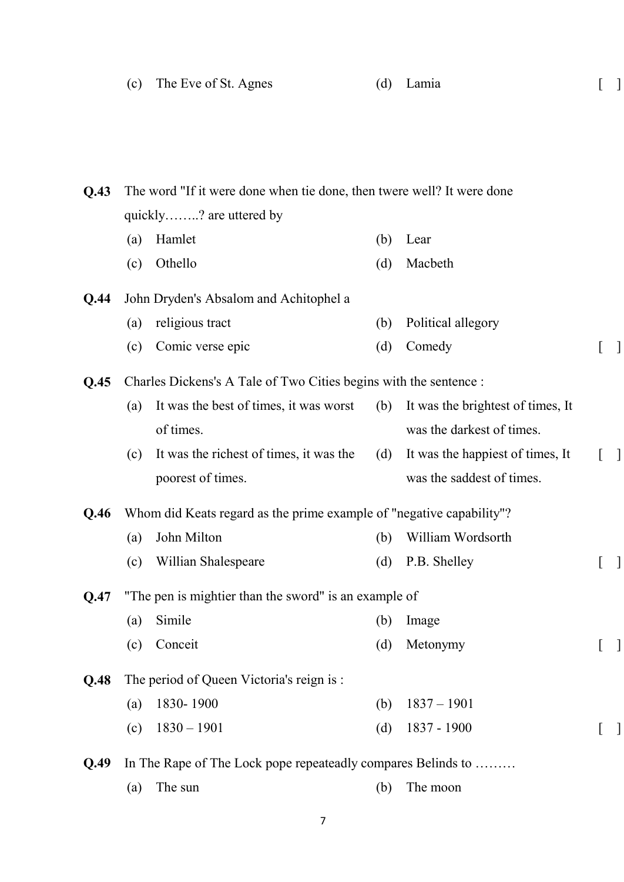(c) The Eve of St. Agnes (d) Lamia [ ]

**Q.43** The word "If it were done when tie done, then twere well? It were done quickly……..? are uttered by

(a) Hamlet (b) Lear
(c) Othello (d) Macbeth

**Q.44** John Dryden's Absalom and Achitophel a

(a) religious tract (b) Political allegory
(c) Comic verse epic (d) Comedy [ ]

**Q.45** Charles Dickens's A Tale of Two Cities begins with the sentence :

(a) It was the best of times, it was worst of times.
(b) It was the brightest of times, It was the darkest of times.
(c) It was the richest of times, it was the poorest of times.
(d) It was the happiest of times, It was the saddest of times. [ ]

**Q.46** Whom did Keats regard as the prime example of "negative capability"?

(a) John Milton (b) William Wordsorth
(c) Willian Shalespeare (d) P.B. Shelley [ ]

**Q.47** "The pen is mightier than the sword" is an example of

(a) Simile (b) Image
(c) Conceit (d) Metonymy [ ]

**Q.48** The period of Queen Victoria's reign is :

(a) 1830- 1900 (b) 1837 – 1901
(c) 1830 – 1901 (d) 1837 - 1900 [ ]

**Q.49** In The Rape of The Lock pope repeateadly compares Belinds to ………

(a) The sun (b) The moon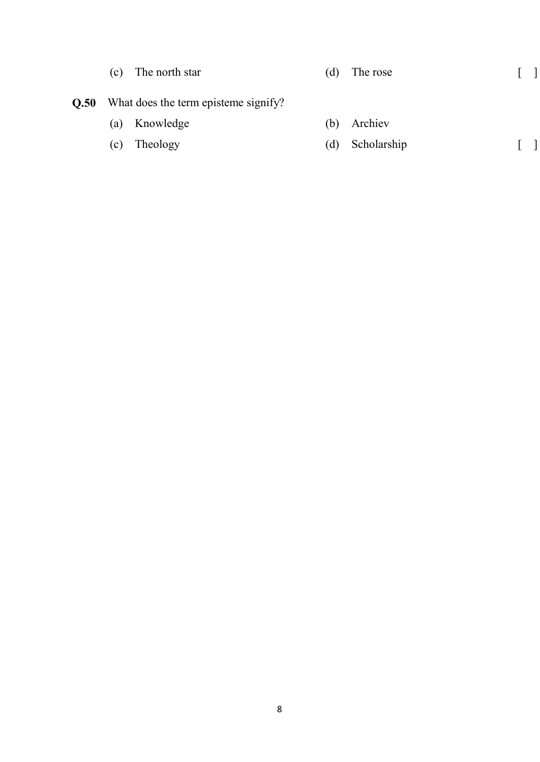(c) The north star (d) The rose [ ]

**Q.50** What does the term episteme signify?

(a) Knowledge (b) Archiev

(c) Theology (d) Scholarship [ ]